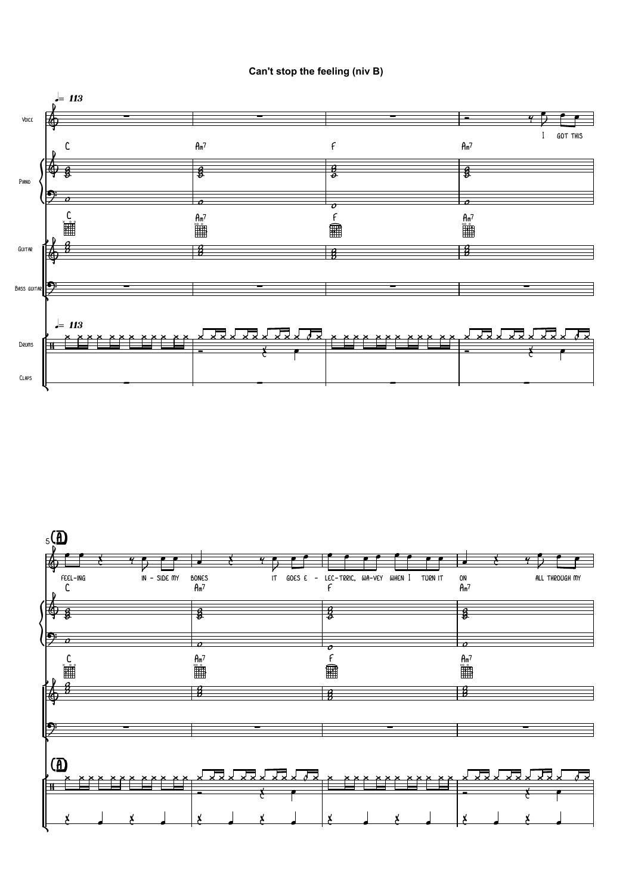# Can't stop the feeling (niv B)

♩= 113

Voice, Piano, Guitar, Bass guitar, Drums, Claps

C — Am7 — F — Am7

I got this

**A** (5)

C — Am7 — F — Am7

feel-ing in - side my bones it goes e - lec-tric, wa-vey when I turn it on all through my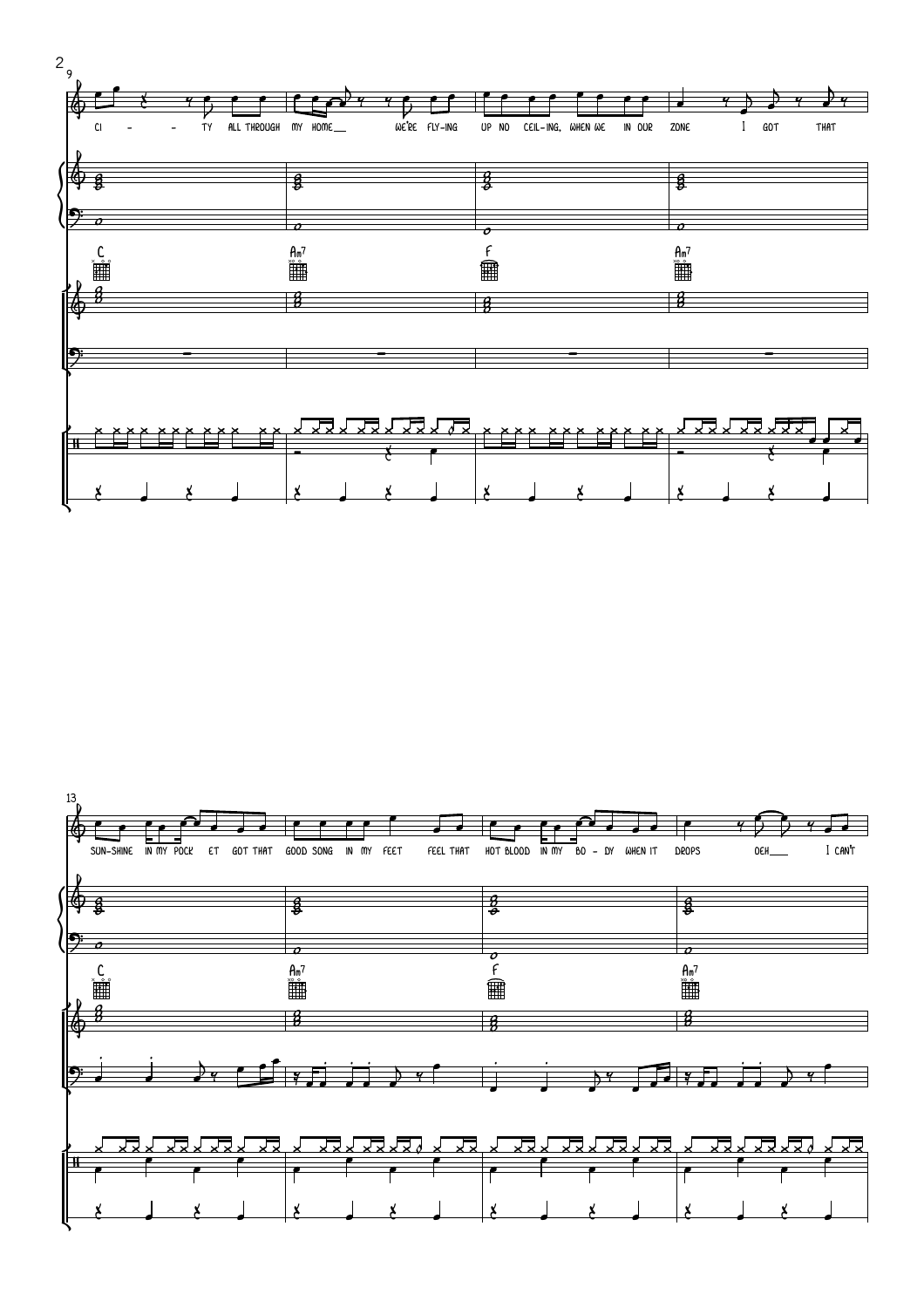9

CI - - TY ALL THROUGH MY HOME___ WE'RE FLY-ING UP NO CEIL-ING, WHEN WE IN OUR ZONE I GOT THAT

C Am7 F Am7

13

SUN-SHINE IN MY POCK ET GOT THAT GOOD SONG IN MY FEET FEEL THAT HOT BLOOD IN MY BO - DY WHEN IT DROPS OEH___ I CAN'T

C Am7 F Am7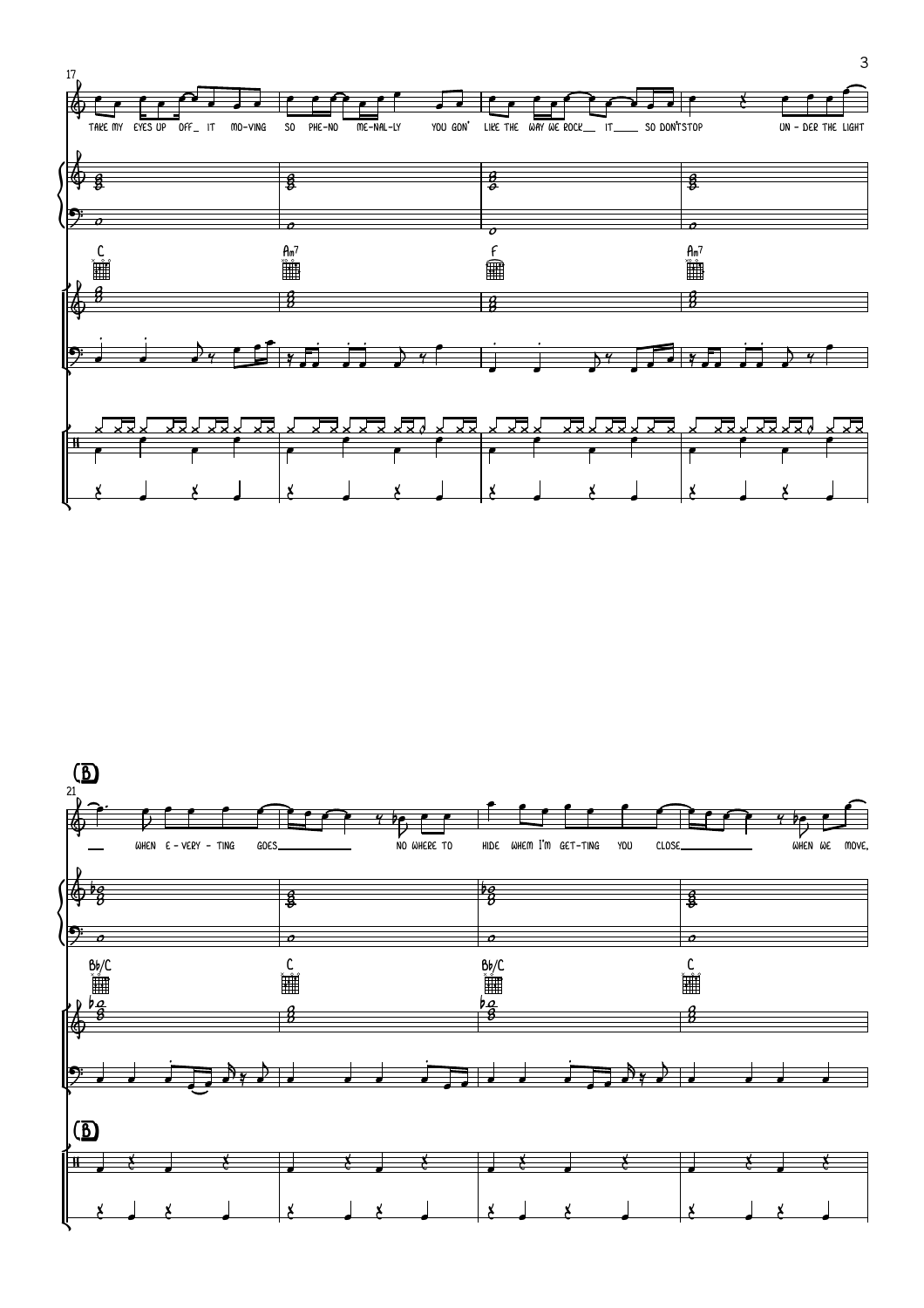17

TAKE MY EYES UP OFF_ IT MO-VING SO PHE-NO ME-NAL-LY YOU GON' LIKE THE WAY WE ROCK__ IT____ SO DON'T STOP UN - DER THE LIGHT

C Am7 F Am7

**B**

21

__ WHEN E - VERY - TING GOES__________ NO WHERE TO HIDE WHEM I'M GET-TING YOU CLOSE__________ WHEN WE MOVE,

Bb/C C Bb/C C

**B**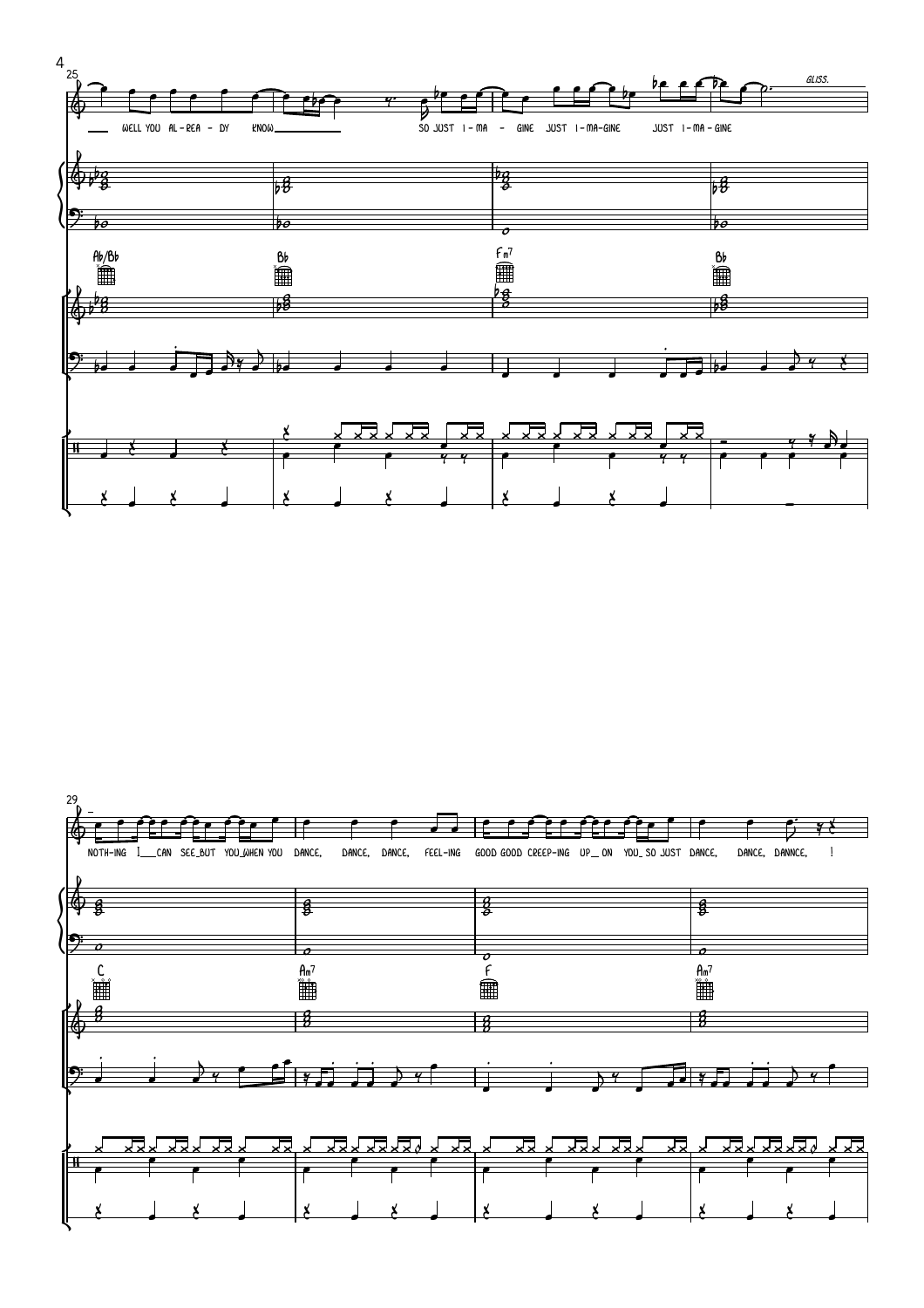25

WELL YOU AL - REA - DY KNOW SO JUST I - MA - GINE JUST I - MA - GINE JUST I - MA - GINE

*GLISS.*

Ab/Bb Bb Fm7 Bb

29

NOTH-ING I CAN SEE BUT YOU WHEN YOU DANCE, DANCE, DANCE, FEEL-ING GOOD GOOD CREEP-ING UP ON YOU SO JUST DANCE, DANCE, DANNCE, !

C Am7 F Am7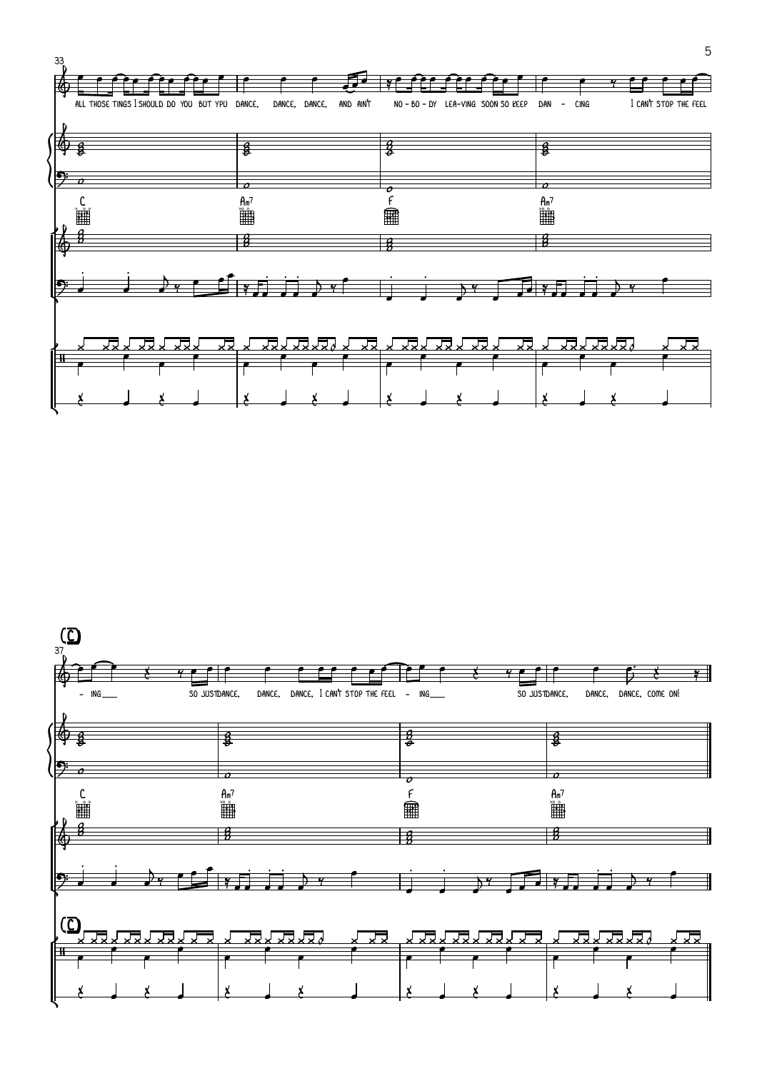33

ALL THOSE TINGS I SHOULD DO YOU BUT YPU DANCE, DANCE, DANCE, AND AIN'T NO - BO - DY LEA-VING SOON SO KEEP DAN - CING I CAN'T STOP THE FEEL

C Am7 F Am7

C

37

- ING___ SO JUST DANCE, DANCE, DANCE, I CAN'T STOP THE FEEL - ING___ SO JUST DANCE, DANCE, DANCE, COME ON!

C Am7 F Am7

C